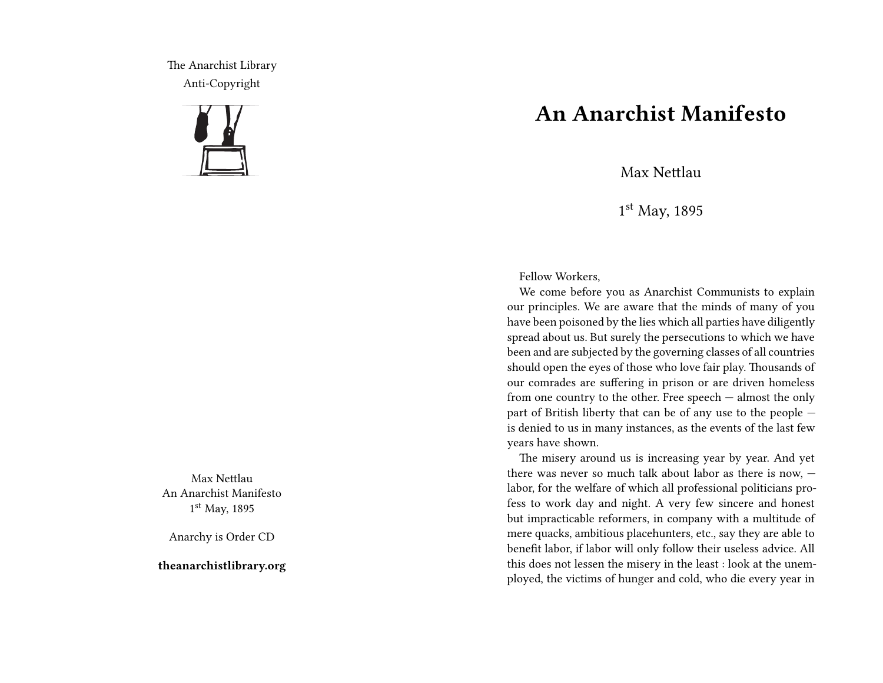The Anarchist Library
Anti-Copyright

Max Nettlau
An Anarchist Manifesto
1st May, 1895

Anarchy is Order CD

**theanarchistlibrary.org**

# An Anarchist Manifesto

Max Nettlau

1st May, 1895

Fellow Workers,

We come before you as Anarchist Communists to explain our principles. We are aware that the minds of many of you have been poisoned by the lies which all parties have diligently spread about us. But surely the persecutions to which we have been and are subjected by the governing classes of all countries should open the eyes of those who love fair play. Thousands of our comrades are suffering in prison or are driven homeless from one country to the other. Free speech — almost the only part of British liberty that can be of any use to the people — is denied to us in many instances, as the events of the last few years have shown.

The misery around us is increasing year by year. And yet there was never so much talk about labor as there is now, — labor, for the welfare of which all professional politicians profess to work day and night. A very few sincere and honest but impracticable reformers, in company with a multitude of mere quacks, ambitious placehunters, etc., say they are able to benefit labor, if labor will only follow their useless advice. All this does not lessen the misery in the least : look at the unemployed, the victims of hunger and cold, who die every year in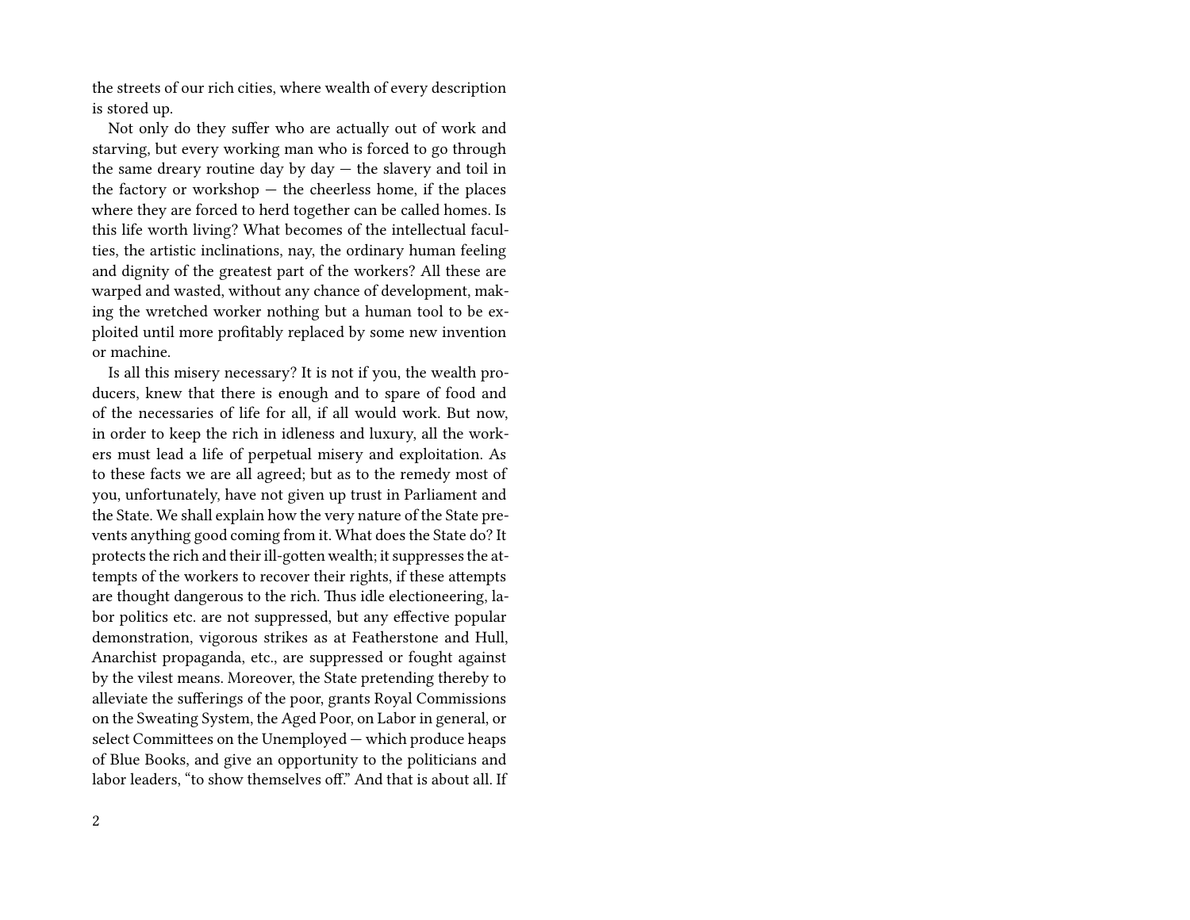the streets of our rich cities, where wealth of every description is stored up.

Not only do they suffer who are actually out of work and starving, but every working man who is forced to go through the same dreary routine day by day — the slavery and toil in the factory or workshop — the cheerless home, if the places where they are forced to herd together can be called homes. Is this life worth living? What becomes of the intellectual faculties, the artistic inclinations, nay, the ordinary human feeling and dignity of the greatest part of the workers? All these are warped and wasted, without any chance of development, making the wretched worker nothing but a human tool to be exploited until more profitably replaced by some new invention or machine.

Is all this misery necessary? It is not if you, the wealth producers, knew that there is enough and to spare of food and of the necessaries of life for all, if all would work. But now, in order to keep the rich in idleness and luxury, all the workers must lead a life of perpetual misery and exploitation. As to these facts we are all agreed; but as to the remedy most of you, unfortunately, have not given up trust in Parliament and the State. We shall explain how the very nature of the State prevents anything good coming from it. What does the State do? It protects the rich and their ill-gotten wealth; it suppresses the attempts of the workers to recover their rights, if these attempts are thought dangerous to the rich. Thus idle electioneering, labor politics etc. are not suppressed, but any effective popular demonstration, vigorous strikes as at Featherstone and Hull, Anarchist propaganda, etc., are suppressed or fought against by the vilest means. Moreover, the State pretending thereby to alleviate the sufferings of the poor, grants Royal Commissions on the Sweating System, the Aged Poor, on Labor in general, or select Committees on the Unemployed — which produce heaps of Blue Books, and give an opportunity to the politicians and labor leaders, "to show themselves off." And that is about all. If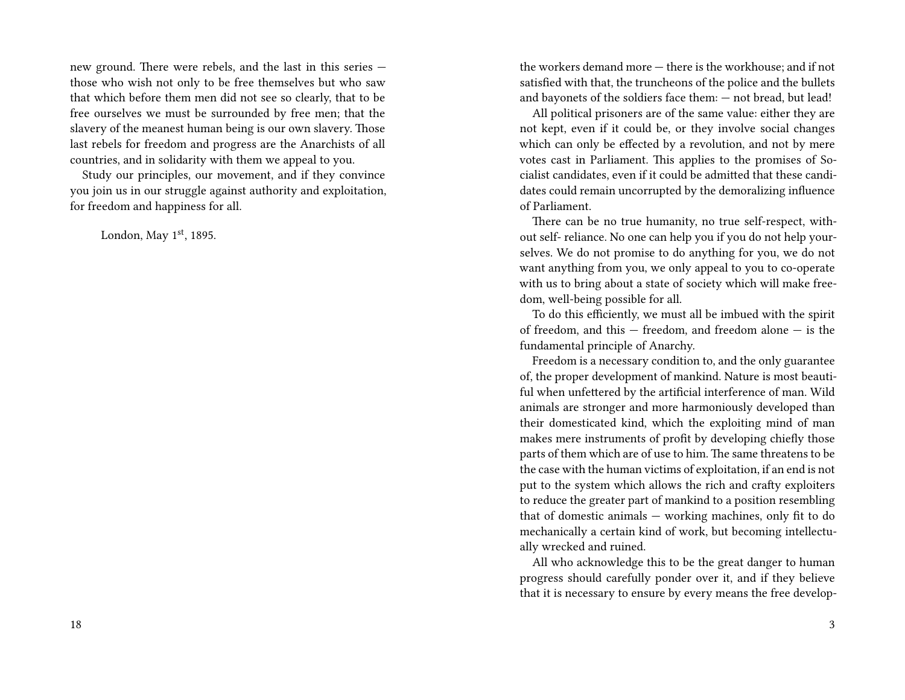new ground. There were rebels, and the last in this series — those who wish not only to be free themselves but who saw that which before them men did not see so clearly, that to be free ourselves we must be surrounded by free men; that the slavery of the meanest human being is our own slavery. Those last rebels for freedom and progress are the Anarchists of all countries, and in solidarity with them we appeal to you.

Study our principles, our movement, and if they convince you join us in our struggle against authority and exploitation, for freedom and happiness for all.

London, May 1st, 1895.

the workers demand more — there is the workhouse; and if not satisfied with that, the truncheons of the police and the bullets and bayonets of the soldiers face them: — not bread, but lead!

All political prisoners are of the same value: either they are not kept, even if it could be, or they involve social changes which can only be effected by a revolution, and not by mere votes cast in Parliament. This applies to the promises of Socialist candidates, even if it could be admitted that these candidates could remain uncorrupted by the demoralizing influence of Parliament.

There can be no true humanity, no true self-respect, without self- reliance. No one can help you if you do not help yourselves. We do not promise to do anything for you, we do not want anything from you, we only appeal to you to co-operate with us to bring about a state of society which will make freedom, well-being possible for all.

To do this efficiently, we must all be imbued with the spirit of freedom, and this — freedom, and freedom alone — is the fundamental principle of Anarchy.

Freedom is a necessary condition to, and the only guarantee of, the proper development of mankind. Nature is most beautiful when unfettered by the artificial interference of man. Wild animals are stronger and more harmoniously developed than their domesticated kind, which the exploiting mind of man makes mere instruments of profit by developing chiefly those parts of them which are of use to him. The same threatens to be the case with the human victims of exploitation, if an end is not put to the system which allows the rich and crafty exploiters to reduce the greater part of mankind to a position resembling that of domestic animals — working machines, only fit to do mechanically a certain kind of work, but becoming intellectually wrecked and ruined.

All who acknowledge this to be the great danger to human progress should carefully ponder over it, and if they believe that it is necessary to ensure by every means the free develop-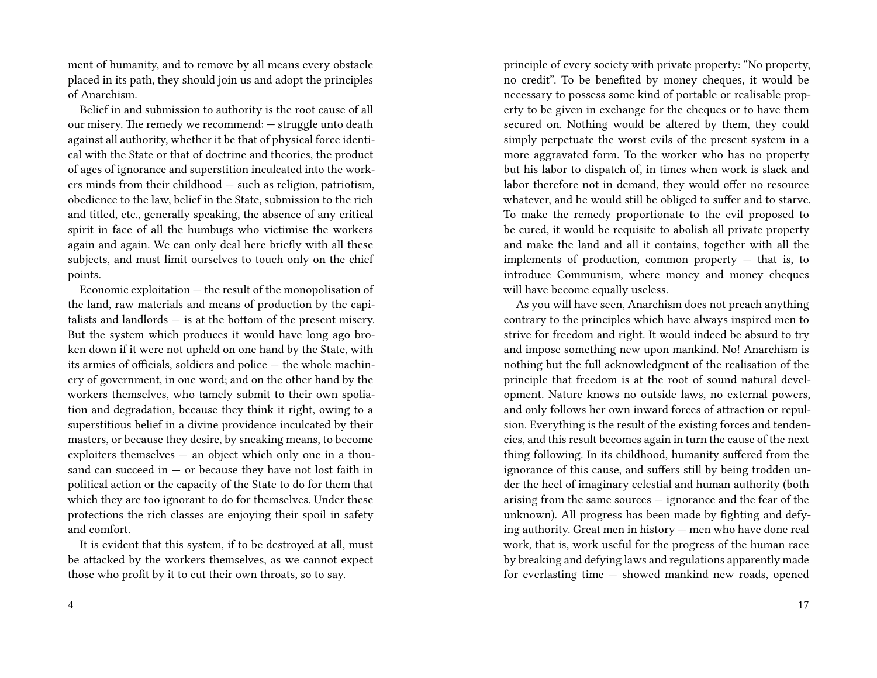ment of humanity, and to remove by all means every obstacle placed in its path, they should join us and adopt the principles of Anarchism.

Belief in and submission to authority is the root cause of all our misery. The remedy we recommend: — struggle unto death against all authority, whether it be that of physical force identical with the State or that of doctrine and theories, the product of ages of ignorance and superstition inculcated into the workers minds from their childhood — such as religion, patriotism, obedience to the law, belief in the State, submission to the rich and titled, etc., generally speaking, the absence of any critical spirit in face of all the humbugs who victimise the workers again and again. We can only deal here briefly with all these subjects, and must limit ourselves to touch only on the chief points.

Economic exploitation — the result of the monopolisation of the land, raw materials and means of production by the capitalists and landlords — is at the bottom of the present misery. But the system which produces it would have long ago broken down if it were not upheld on one hand by the State, with its armies of officials, soldiers and police — the whole machinery of government, in one word; and on the other hand by the workers themselves, who tamely submit to their own spoliation and degradation, because they think it right, owing to a superstitious belief in a divine providence inculcated by their masters, or because they desire, by sneaking means, to become exploiters themselves — an object which only one in a thousand can succeed in — or because they have not lost faith in political action or the capacity of the State to do for them that which they are too ignorant to do for themselves. Under these protections the rich classes are enjoying their spoil in safety and comfort.

It is evident that this system, if to be destroyed at all, must be attacked by the workers themselves, as we cannot expect those who profit by it to cut their own throats, so to say.

principle of every society with private property: "No property, no credit". To be benefited by money cheques, it would be necessary to possess some kind of portable or realisable property to be given in exchange for the cheques or to have them secured on. Nothing would be altered by them, they could simply perpetuate the worst evils of the present system in a more aggravated form. To the worker who has no property but his labor to dispatch of, in times when work is slack and labor therefore not in demand, they would offer no resource whatever, and he would still be obliged to suffer and to starve. To make the remedy proportionate to the evil proposed to be cured, it would be requisite to abolish all private property and make the land and all it contains, together with all the implements of production, common property — that is, to introduce Communism, where money and money cheques will have become equally useless.

As you will have seen, Anarchism does not preach anything contrary to the principles which have always inspired men to strive for freedom and right. It would indeed be absurd to try and impose something new upon mankind. No! Anarchism is nothing but the full acknowledgment of the realisation of the principle that freedom is at the root of sound natural development. Nature knows no outside laws, no external powers, and only follows her own inward forces of attraction or repulsion. Everything is the result of the existing forces and tendencies, and this result becomes again in turn the cause of the next thing following. In its childhood, humanity suffered from the ignorance of this cause, and suffers still by being trodden under the heel of imaginary celestial and human authority (both arising from the same sources — ignorance and the fear of the unknown). All progress has been made by fighting and defying authority. Great men in history — men who have done real work, that is, work useful for the progress of the human race by breaking and defying laws and regulations apparently made for everlasting time — showed mankind new roads, opened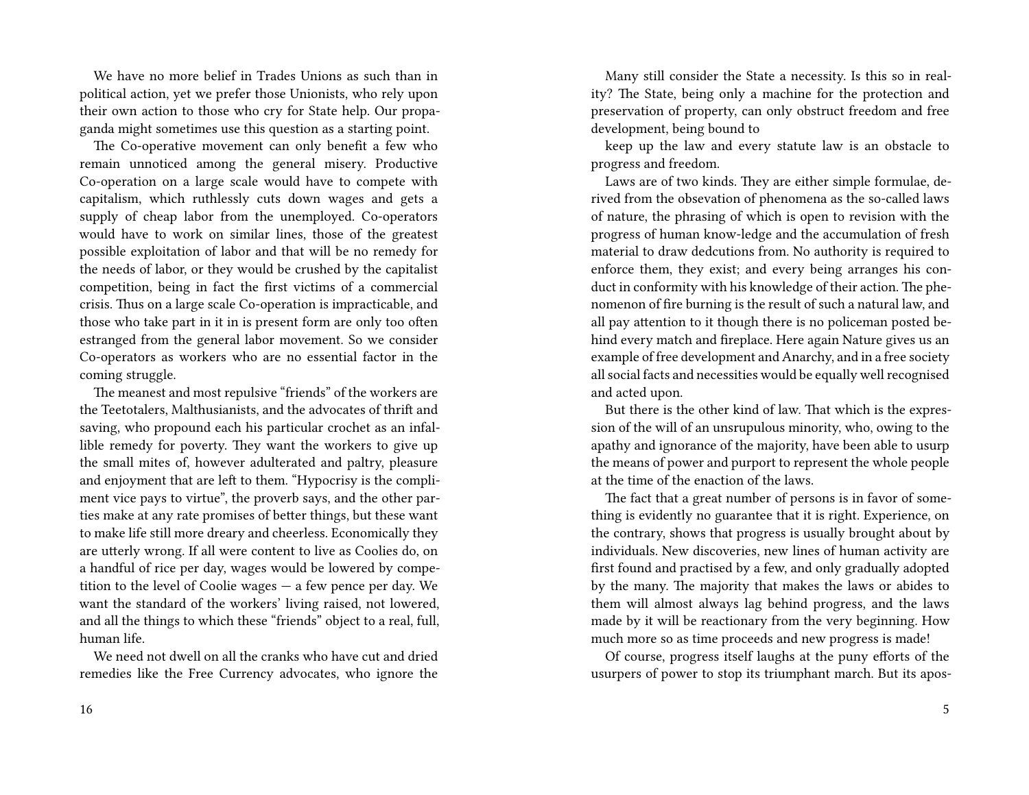We have no more belief in Trades Unions as such than in political action, yet we prefer those Unionists, who rely upon their own action to those who cry for State help. Our propaganda might sometimes use this question as a starting point.

The Co-operative movement can only benefit a few who remain unnoticed among the general misery. Productive Co-operation on a large scale would have to compete with capitalism, which ruthlessly cuts down wages and gets a supply of cheap labor from the unemployed. Co-operators would have to work on similar lines, those of the greatest possible exploitation of labor and that will be no remedy for the needs of labor, or they would be crushed by the capitalist competition, being in fact the first victims of a commercial crisis. Thus on a large scale Co-operation is impracticable, and those who take part in it in is present form are only too often estranged from the general labor movement. So we consider Co-operators as workers who are no essential factor in the coming struggle.

The meanest and most repulsive "friends" of the workers are the Teetotalers, Malthusianists, and the advocates of thrift and saving, who propound each his particular crochet as an infallible remedy for poverty. They want the workers to give up the small mites of, however adulterated and paltry, pleasure and enjoyment that are left to them. "Hypocrisy is the compliment vice pays to virtue", the proverb says, and the other parties make at any rate promises of better things, but these want to make life still more dreary and cheerless. Economically they are utterly wrong. If all were content to live as Coolies do, on a handful of rice per day, wages would be lowered by competition to the level of Coolie wages — a few pence per day. We want the standard of the workers' living raised, not lowered, and all the things to which these "friends" object to a real, full, human life.

We need not dwell on all the cranks who have cut and dried remedies like the Free Currency advocates, who ignore the

Many still consider the State a necessity. Is this so in reality? The State, being only a machine for the protection and preservation of property, can only obstruct freedom and free development, being bound to

keep up the law and every statute law is an obstacle to progress and freedom.

Laws are of two kinds. They are either simple formulae, derived from the obsevation of phenomena as the so-called laws of nature, the phrasing of which is open to revision with the progress of human know-ledge and the accumulation of fresh material to draw dedcutions from. No authority is required to enforce them, they exist; and every being arranges his conduct in conformity with his knowledge of their action. The phenomenon of fire burning is the result of such a natural law, and all pay attention to it though there is no policeman posted behind every match and fireplace. Here again Nature gives us an example of free development and Anarchy, and in a free society all social facts and necessities would be equally well recognised and acted upon.

But there is the other kind of law. That which is the expression of the will of an unsrupulous minority, who, owing to the apathy and ignorance of the majority, have been able to usurp the means of power and purport to represent the whole people at the time of the enaction of the laws.

The fact that a great number of persons is in favor of something is evidently no guarantee that it is right. Experience, on the contrary, shows that progress is usually brought about by individuals. New discoveries, new lines of human activity are first found and practised by a few, and only gradually adopted by the many. The majority that makes the laws or abides to them will almost always lag behind progress, and the laws made by it will be reactionary from the very beginning. How much more so as time proceeds and new progress is made!

Of course, progress itself laughs at the puny efforts of the usurpers of power to stop its triumphant march. But its apos-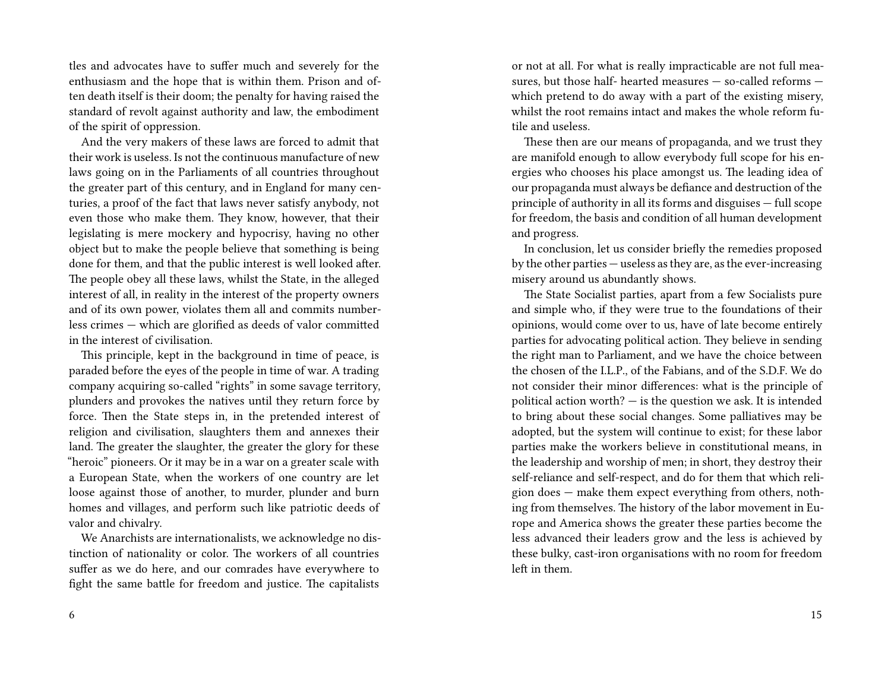tles and advocates have to suffer much and severely for the enthusiasm and the hope that is within them. Prison and often death itself is their doom; the penalty for having raised the standard of revolt against authority and law, the embodiment of the spirit of oppression.

And the very makers of these laws are forced to admit that their work is useless. Is not the continuous manufacture of new laws going on in the Parliaments of all countries throughout the greater part of this century, and in England for many centuries, a proof of the fact that laws never satisfy anybody, not even those who make them. They know, however, that their legislating is mere mockery and hypocrisy, having no other object but to make the people believe that something is being done for them, and that the public interest is well looked after. The people obey all these laws, whilst the State, in the alleged interest of all, in reality in the interest of the property owners and of its own power, violates them all and commits numberless crimes — which are glorified as deeds of valor committed in the interest of civilisation.

This principle, kept in the background in time of peace, is paraded before the eyes of the people in time of war. A trading company acquiring so-called "rights" in some savage territory, plunders and provokes the natives until they return force by force. Then the State steps in, in the pretended interest of religion and civilisation, slaughters them and annexes their land. The greater the slaughter, the greater the glory for these "heroic" pioneers. Or it may be in a war on a greater scale with a European State, when the workers of one country are let loose against those of another, to murder, plunder and burn homes and villages, and perform such like patriotic deeds of valor and chivalry.

We Anarchists are internationalists, we acknowledge no distinction of nationality or color. The workers of all countries suffer as we do here, and our comrades have everywhere to fight the same battle for freedom and justice. The capitalists

or not at all. For what is really impracticable are not full measures, but those half- hearted measures — so-called reforms — which pretend to do away with a part of the existing misery, whilst the root remains intact and makes the whole reform futile and useless.

These then are our means of propaganda, and we trust they are manifold enough to allow everybody full scope for his energies who chooses his place amongst us. The leading idea of our propaganda must always be defiance and destruction of the principle of authority in all its forms and disguises — full scope for freedom, the basis and condition of all human development and progress.

In conclusion, let us consider briefly the remedies proposed by the other parties — useless as they are, as the ever-increasing misery around us abundantly shows.

The State Socialist parties, apart from a few Socialists pure and simple who, if they were true to the foundations of their opinions, would come over to us, have of late become entirely parties for advocating political action. They believe in sending the right man to Parliament, and we have the choice between the chosen of the I.L.P., of the Fabians, and of the S.D.F. We do not consider their minor differences: what is the principle of political action worth? — is the question we ask. It is intended to bring about these social changes. Some palliatives may be adopted, but the system will continue to exist; for these labor parties make the workers believe in constitutional means, in the leadership and worship of men; in short, they destroy their self-reliance and self-respect, and do for them that which religion does — make them expect everything from others, nothing from themselves. The history of the labor movement in Europe and America shows the greater these parties become the less advanced their leaders grow and the less is achieved by these bulky, cast-iron organisations with no room for freedom left in them.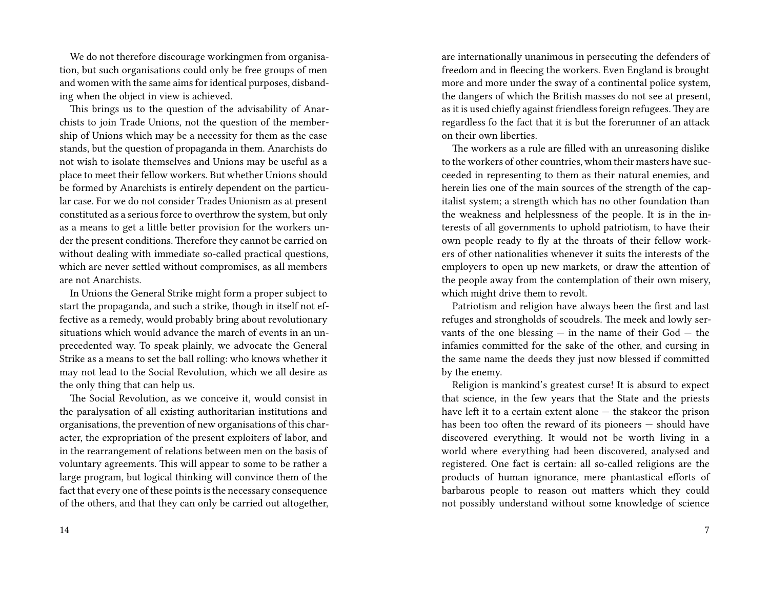We do not therefore discourage workingmen from organisation, but such organisations could only be free groups of men and women with the same aims for identical purposes, disbanding when the object in view is achieved.

This brings us to the question of the advisability of Anarchists to join Trade Unions, not the question of the membership of Unions which may be a necessity for them as the case stands, but the question of propaganda in them. Anarchists do not wish to isolate themselves and Unions may be useful as a place to meet their fellow workers. But whether Unions should be formed by Anarchists is entirely dependent on the particular case. For we do not consider Trades Unionism as at present constituted as a serious force to overthrow the system, but only as a means to get a little better provision for the workers under the present conditions. Therefore they cannot be carried on without dealing with immediate so-called practical questions, which are never settled without compromises, as all members are not Anarchists.

In Unions the General Strike might form a proper subject to start the propaganda, and such a strike, though in itself not effective as a remedy, would probably bring about revolutionary situations which would advance the march of events in an unprecedented way. To speak plainly, we advocate the General Strike as a means to set the ball rolling: who knows whether it may not lead to the Social Revolution, which we all desire as the only thing that can help us.

The Social Revolution, as we conceive it, would consist in the paralysation of all existing authoritarian institutions and organisations, the prevention of new organisations of this character, the expropriation of the present exploiters of labor, and in the rearrangement of relations between men on the basis of voluntary agreements. This will appear to some to be rather a large program, but logical thinking will convince them of the fact that every one of these points is the necessary consequence of the others, and that they can only be carried out altogether,

are internationally unanimous in persecuting the defenders of freedom and in fleecing the workers. Even England is brought more and more under the sway of a continental police system, the dangers of which the British masses do not see at present, as it is used chiefly against friendless foreign refugees. They are regardless fo the fact that it is but the forerunner of an attack on their own liberties.

The workers as a rule are filled with an unreasoning dislike to the workers of other countries, whom their masters have succeeded in representing to them as their natural enemies, and herein lies one of the main sources of the strength of the capitalist system; a strength which has no other foundation than the weakness and helplessness of the people. It is in the interests of all governments to uphold patriotism, to have their own people ready to fly at the throats of their fellow workers of other nationalities whenever it suits the interests of the employers to open up new markets, or draw the attention of the people away from the contemplation of their own misery, which might drive them to revolt.

Patriotism and religion have always been the first and last refuges and strongholds of scoudrels. The meek and lowly servants of the one blessing — in the name of their God — the infamies committed for the sake of the other, and cursing in the same name the deeds they just now blessed if committed by the enemy.

Religion is mankind's greatest curse! It is absurd to expect that science, in the few years that the State and the priests have left it to a certain extent alone — the stakeor the prison has been too often the reward of its pioneers — should have discovered everything. It would not be worth living in a world where everything had been discovered, analysed and registered. One fact is certain: all so-called religions are the products of human ignorance, mere phantastical efforts of barbarous people to reason out matters which they could not possibly understand without some knowledge of science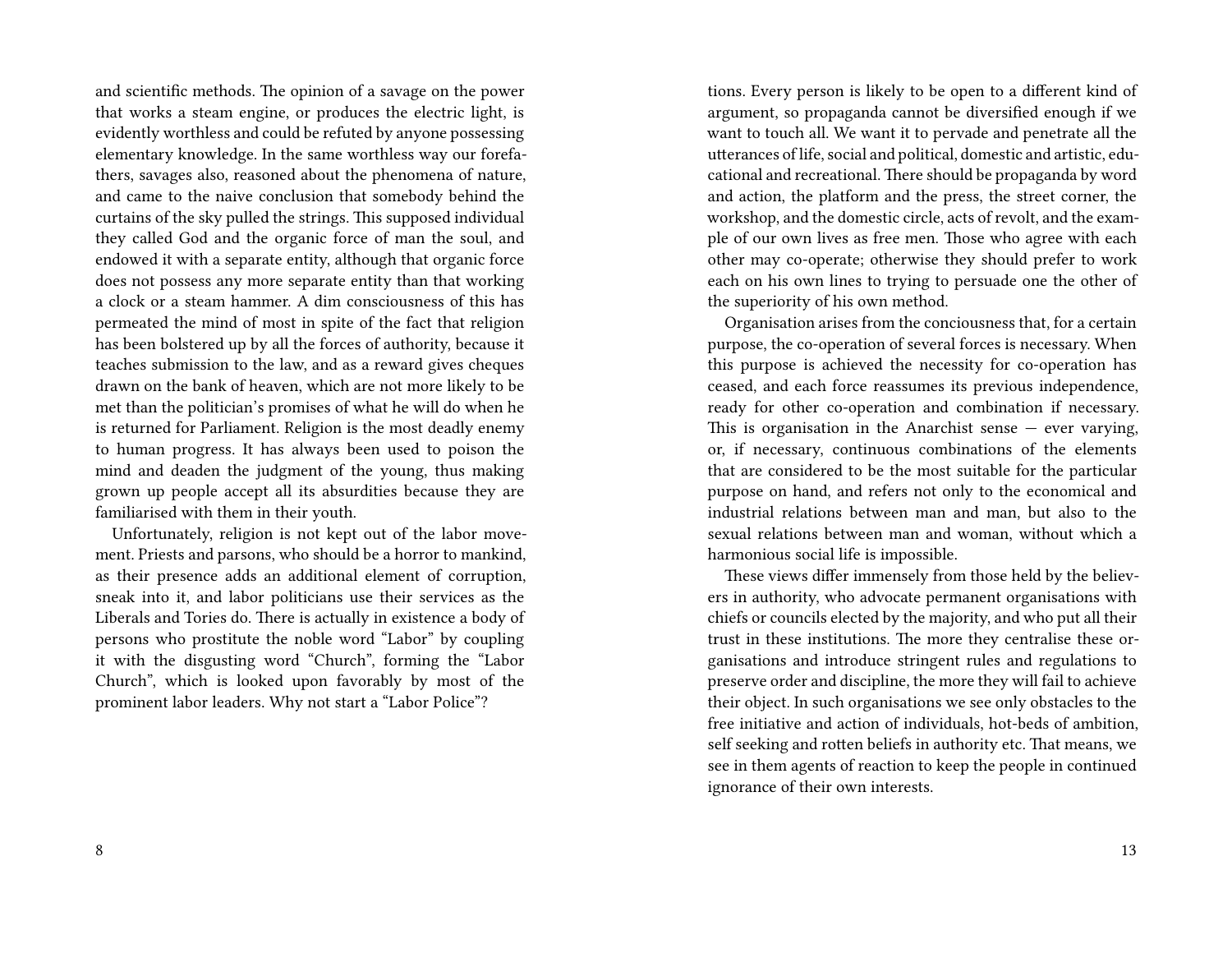and scientific methods. The opinion of a savage on the power that works a steam engine, or produces the electric light, is evidently worthless and could be refuted by anyone possessing elementary knowledge. In the same worthless way our forefathers, savages also, reasoned about the phenomena of nature, and came to the naive conclusion that somebody behind the curtains of the sky pulled the strings. This supposed individual they called God and the organic force of man the soul, and endowed it with a separate entity, although that organic force does not possess any more separate entity than that working a clock or a steam hammer. A dim consciousness of this has permeated the mind of most in spite of the fact that religion has been bolstered up by all the forces of authority, because it teaches submission to the law, and as a reward gives cheques drawn on the bank of heaven, which are not more likely to be met than the politician's promises of what he will do when he is returned for Parliament. Religion is the most deadly enemy to human progress. It has always been used to poison the mind and deaden the judgment of the young, thus making grown up people accept all its absurdities because they are familiarised with them in their youth.

Unfortunately, religion is not kept out of the labor movement. Priests and parsons, who should be a horror to mankind, as their presence adds an additional element of corruption, sneak into it, and labor politicians use their services as the Liberals and Tories do. There is actually in existence a body of persons who prostitute the noble word "Labor" by coupling it with the disgusting word "Church", forming the "Labor Church", which is looked upon favorably by most of the prominent labor leaders. Why not start a "Labor Police"?

tions. Every person is likely to be open to a different kind of argument, so propaganda cannot be diversified enough if we want to touch all. We want it to pervade and penetrate all the utterances of life, social and political, domestic and artistic, educational and recreational. There should be propaganda by word and action, the platform and the press, the street corner, the workshop, and the domestic circle, acts of revolt, and the example of our own lives as free men. Those who agree with each other may co-operate; otherwise they should prefer to work each on his own lines to trying to persuade one the other of the superiority of his own method.

Organisation arises from the conciousness that, for a certain purpose, the co-operation of several forces is necessary. When this purpose is achieved the necessity for co-operation has ceased, and each force reassumes its previous independence, ready for other co-operation and combination if necessary. This is organisation in the Anarchist sense — ever varying, or, if necessary, continuous combinations of the elements that are considered to be the most suitable for the particular purpose on hand, and refers not only to the economical and industrial relations between man and man, but also to the sexual relations between man and woman, without which a harmonious social life is impossible.

These views differ immensely from those held by the believers in authority, who advocate permanent organisations with chiefs or councils elected by the majority, and who put all their trust in these institutions. The more they centralise these organisations and introduce stringent rules and regulations to preserve order and discipline, the more they will fail to achieve their object. In such organisations we see only obstacles to the free initiative and action of individuals, hot-beds of ambition, self seeking and rotten beliefs in authority etc. That means, we see in them agents of reaction to keep the people in continued ignorance of their own interests.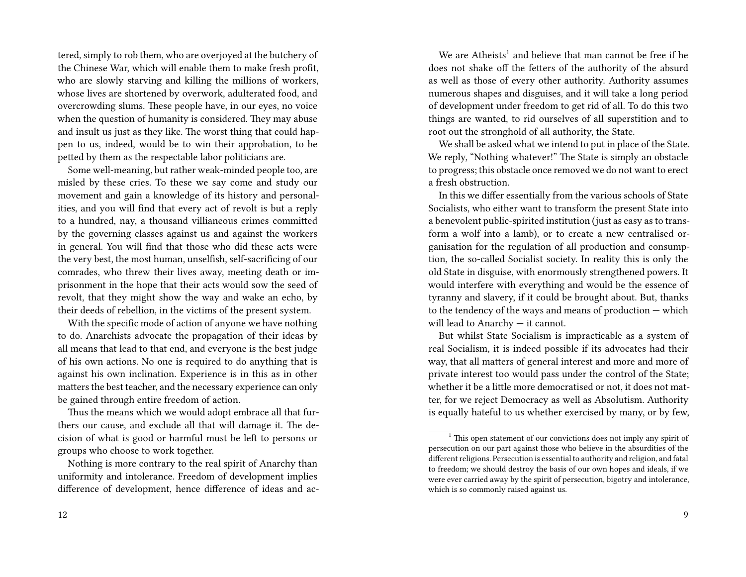tered, simply to rob them, who are overjoyed at the butchery of the Chinese War, which will enable them to make fresh profit, who are slowly starving and killing the millions of workers, whose lives are shortened by overwork, adulterated food, and overcrowding slums. These people have, in our eyes, no voice when the question of humanity is considered. They may abuse and insult us just as they like. The worst thing that could happen to us, indeed, would be to win their approbation, to be petted by them as the respectable labor politicians are.

Some well-meaning, but rather weak-minded people too, are misled by these cries. To these we say come and study our movement and gain a knowledge of its history and personalities, and you will find that every act of revolt is but a reply to a hundred, nay, a thousand villianeous crimes committed by the governing classes against us and against the workers in general. You will find that those who did these acts were the very best, the most human, unselfish, self-sacrificing of our comrades, who threw their lives away, meeting death or imprisonment in the hope that their acts would sow the seed of revolt, that they might show the way and wake an echo, by their deeds of rebellion, in the victims of the present system.

With the specific mode of action of anyone we have nothing to do. Anarchists advocate the propagation of their ideas by all means that lead to that end, and everyone is the best judge of his own actions. No one is required to do anything that is against his own inclination. Experience is in this as in other matters the best teacher, and the necessary experience can only be gained through entire freedom of action.

Thus the means which we would adopt embrace all that furthers our cause, and exclude all that will damage it. The decision of what is good or harmful must be left to persons or groups who choose to work together.

Nothing is more contrary to the real spirit of Anarchy than uniformity and intolerance. Freedom of development implies difference of development, hence difference of ideas and ac-

We are Atheists[1] and believe that man cannot be free if he does not shake off the fetters of the authority of the absurd as well as those of every other authority. Authority assumes numerous shapes and disguises, and it will take a long period of development under freedom to get rid of all. To do this two things are wanted, to rid ourselves of all superstition and to root out the stronghold of all authority, the State.

We shall be asked what we intend to put in place of the State. We reply, "Nothing whatever!" The State is simply an obstacle to progress; this obstacle once removed we do not want to erect a fresh obstruction.

In this we differ essentially from the various schools of State Socialists, who either want to transform the present State into a benevolent public-spirited institution (just as easy as to transform a wolf into a lamb), or to create a new centralised organisation for the regulation of all production and consumption, the so-called Socialist society. In reality this is only the old State in disguise, with enormously strengthened powers. It would interfere with everything and would be the essence of tyranny and slavery, if it could be brought about. But, thanks to the tendency of the ways and means of production — which will lead to Anarchy — it cannot.

But whilst State Socialism is impracticable as a system of real Socialism, it is indeed possible if its advocates had their way, that all matters of general interest and more and more of private interest too would pass under the control of the State; whether it be a little more democratised or not, it does not matter, for we reject Democracy as well as Absolutism. Authority is equally hateful to us whether exercised by many, or by few,

[1] This open statement of our convictions does not imply any spirit of persecution on our part against those who believe in the absurdities of the different religions. Persecution is essential to authority and religion, and fatal to freedom; we should destroy the basis of our own hopes and ideals, if we were ever carried away by the spirit of persecution, bigotry and intolerance, which is so commonly raised against us.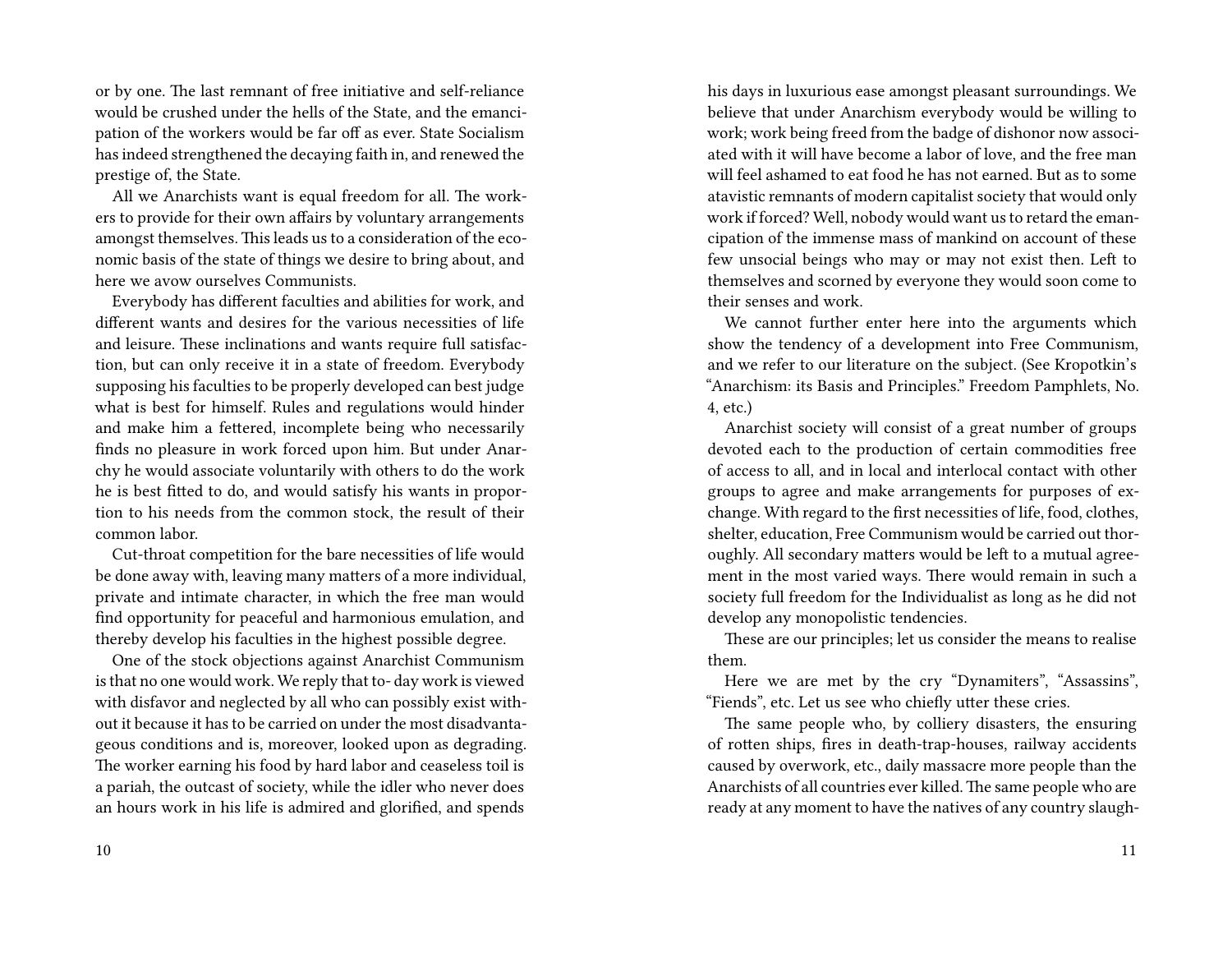or by one. The last remnant of free initiative and self-reliance would be crushed under the hells of the State, and the emancipation of the workers would be far off as ever. State Socialism has indeed strengthened the decaying faith in, and renewed the prestige of, the State.

All we Anarchists want is equal freedom for all. The workers to provide for their own affairs by voluntary arrangements amongst themselves. This leads us to a consideration of the economic basis of the state of things we desire to bring about, and here we avow ourselves Communists.

Everybody has different faculties and abilities for work, and different wants and desires for the various necessities of life and leisure. These inclinations and wants require full satisfaction, but can only receive it in a state of freedom. Everybody supposing his faculties to be properly developed can best judge what is best for himself. Rules and regulations would hinder and make him a fettered, incomplete being who necessarily finds no pleasure in work forced upon him. But under Anarchy he would associate voluntarily with others to do the work he is best fitted to do, and would satisfy his wants in proportion to his needs from the common stock, the result of their common labor.

Cut-throat competition for the bare necessities of life would be done away with, leaving many matters of a more individual, private and intimate character, in which the free man would find opportunity for peaceful and harmonious emulation, and thereby develop his faculties in the highest possible degree.

One of the stock objections against Anarchist Communism is that no one would work. We reply that to- day work is viewed with disfavor and neglected by all who can possibly exist without it because it has to be carried on under the most disadvantageous conditions and is, moreover, looked upon as degrading. The worker earning his food by hard labor and ceaseless toil is a pariah, the outcast of society, while the idler who never does an hours work in his life is admired and glorified, and spends his days in luxurious ease amongst pleasant surroundings. We believe that under Anarchism everybody would be willing to work; work being freed from the badge of dishonor now associated with it will have become a labor of love, and the free man will feel ashamed to eat food he has not earned. But as to some atavistic remnants of modern capitalist society that would only work if forced? Well, nobody would want us to retard the emancipation of the immense mass of mankind on account of these few unsocial beings who may or may not exist then. Left to themselves and scorned by everyone they would soon come to their senses and work.

We cannot further enter here into the arguments which show the tendency of a development into Free Communism, and we refer to our literature on the subject. (See Kropotkin's "Anarchism: its Basis and Principles." Freedom Pamphlets, No. 4, etc.)

Anarchist society will consist of a great number of groups devoted each to the production of certain commodities free of access to all, and in local and interlocal contact with other groups to agree and make arrangements for purposes of exchange. With regard to the first necessities of life, food, clothes, shelter, education, Free Communism would be carried out thoroughly. All secondary matters would be left to a mutual agreement in the most varied ways. There would remain in such a society full freedom for the Individualist as long as he did not develop any monopolistic tendencies.

These are our principles; let us consider the means to realise them.

Here we are met by the cry "Dynamiters", "Assassins", "Fiends", etc. Let us see who chiefly utter these cries.

The same people who, by colliery disasters, the ensuring of rotten ships, fires in death-trap-houses, railway accidents caused by overwork, etc., daily massacre more people than the Anarchists of all countries ever killed. The same people who are ready at any moment to have the natives of any country slaugh-